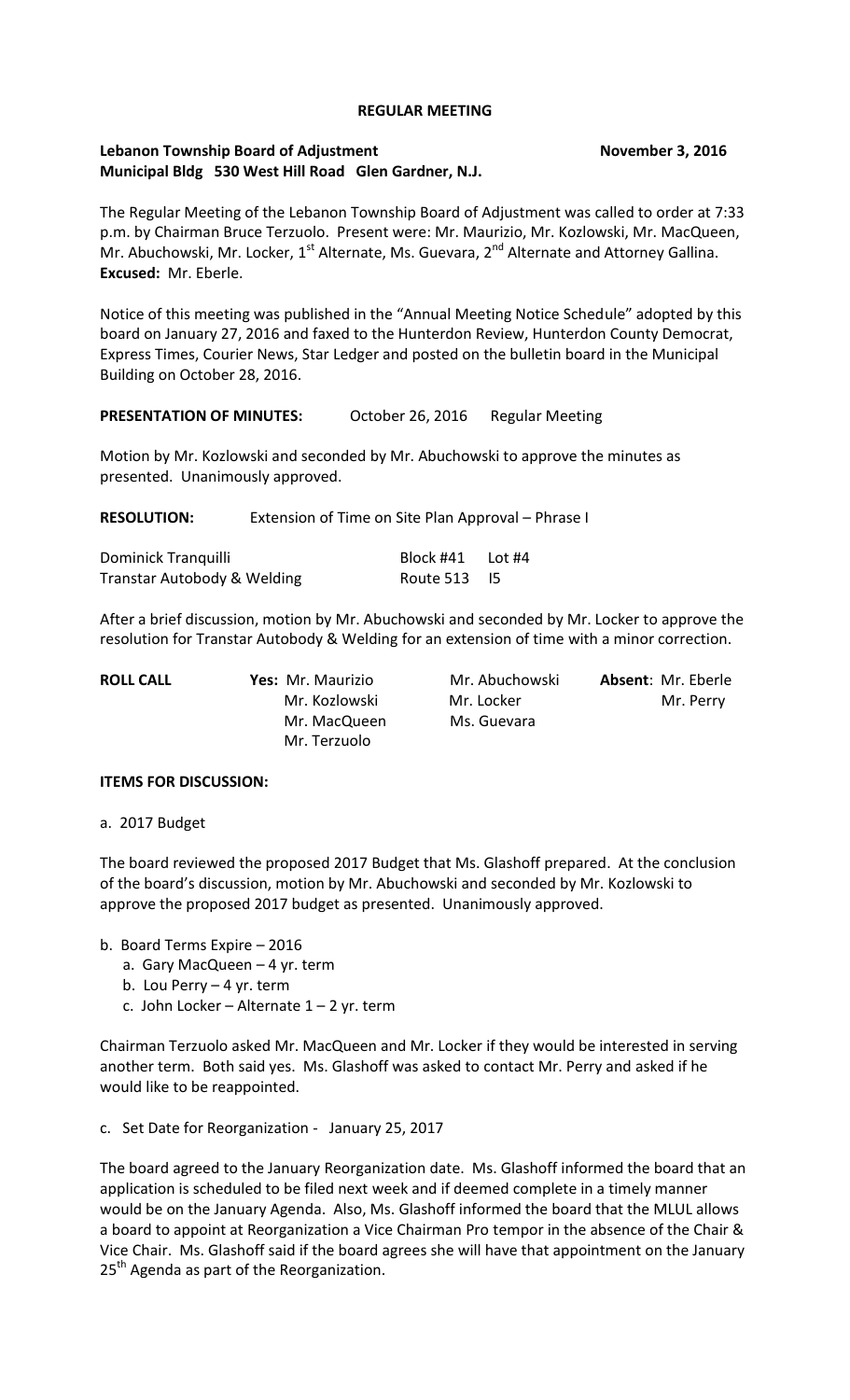**REGULAR MEETING**

**Lebanon Township Board of Adjustment** **November 3, 2016**
**Municipal Bldg 530 West Hill Road Glen Gardner, N.J.**

The Regular Meeting of the Lebanon Township Board of Adjustment was called to order at 7:33 p.m. by Chairman Bruce Terzuolo. Present were: Mr. Maurizio, Mr. Kozlowski, Mr. MacQueen, Mr. Abuchowski, Mr. Locker, 1st Alternate, Ms. Guevara, 2nd Alternate and Attorney Gallina. **Excused:** Mr. Eberle.

Notice of this meeting was published in the "Annual Meeting Notice Schedule" adopted by this board on January 27, 2016 and faxed to the Hunterdon Review, Hunterdon County Democrat, Express Times, Courier News, Star Ledger and posted on the bulletin board in the Municipal Building on October 28, 2016.

**PRESENTATION OF MINUTES:** October 26, 2016 Regular Meeting

Motion by Mr. Kozlowski and seconded by Mr. Abuchowski to approve the minutes as presented. Unanimously approved.

**RESOLUTION:** Extension of Time on Site Plan Approval – Phrase I

| | | |
|---|---|---|
| Dominick Tranquilli | Block #41 | Lot #4 |
| Transtar Autobody & Welding | Route 513 | I5 |

After a brief discussion, motion by Mr. Abuchowski and seconded by Mr. Locker to approve the resolution for Transtar Autobody & Welding for an extension of time with a minor correction.

| ROLL CALL | Yes: | | Absent: |
|---|---|---|---|
| | Mr. Maurizio | Mr. Abuchowski | Mr. Eberle |
| | Mr. Kozlowski | Mr. Locker | Mr. Perry |
| | Mr. MacQueen | Ms. Guevara | |
| | Mr. Terzuolo | | |

**ITEMS FOR DISCUSSION:**

a. 2017 Budget

The board reviewed the proposed 2017 Budget that Ms. Glashoff prepared. At the conclusion of the board's discussion, motion by Mr. Abuchowski and seconded by Mr. Kozlowski to approve the proposed 2017 budget as presented. Unanimously approved.

b. Board Terms Expire – 2016
   a. Gary MacQueen – 4 yr. term
   b. Lou Perry – 4 yr. term
   c. John Locker – Alternate 1 – 2 yr. term

Chairman Terzuolo asked Mr. MacQueen and Mr. Locker if they would be interested in serving another term. Both said yes. Ms. Glashoff was asked to contact Mr. Perry and asked if he would like to be reappointed.

c. Set Date for Reorganization - January 25, 2017

The board agreed to the January Reorganization date. Ms. Glashoff informed the board that an application is scheduled to be filed next week and if deemed complete in a timely manner would be on the January Agenda. Also, Ms. Glashoff informed the board that the MLUL allows a board to appoint at Reorganization a Vice Chairman Pro tempor in the absence of the Chair & Vice Chair. Ms. Glashoff said if the board agrees she will have that appointment on the January 25th Agenda as part of the Reorganization.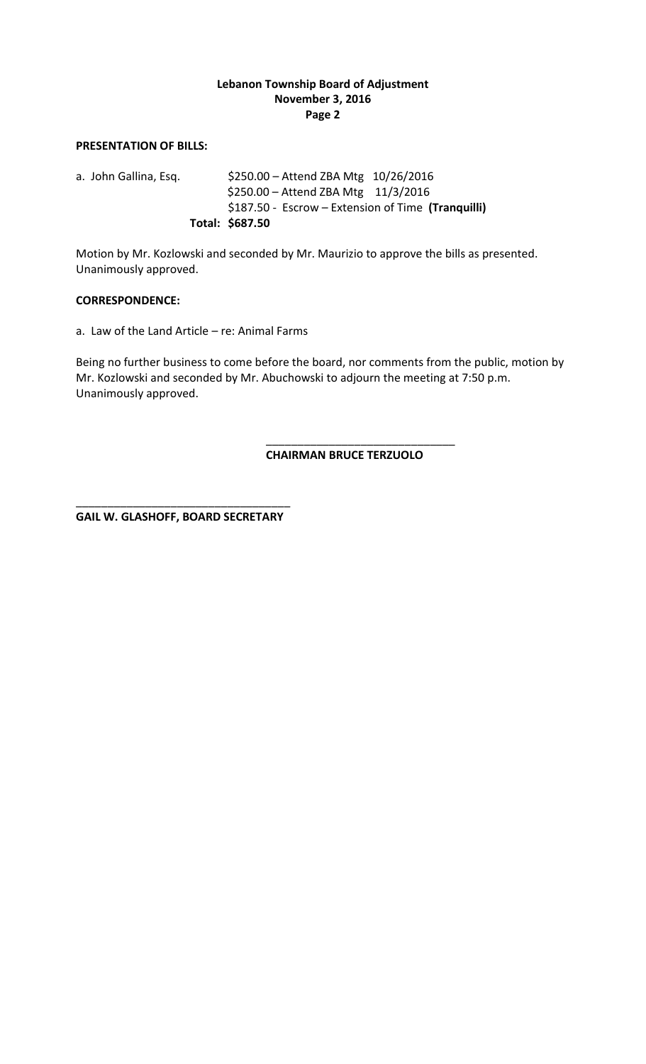**PRESENTATION OF BILLS:**

| | |
|---|---|
| a. John Gallina, Esq. | $250.00 – Attend ZBA Mtg 10/26/2016 |
| | $250.00 – Attend ZBA Mtg 11/3/2016 |
| | $187.50 - Escrow – Extension of Time **(Tranquilli)** |
| **Total:** | **$687.50** |

Motion by Mr. Kozlowski and seconded by Mr. Maurizio to approve the bills as presented. Unanimously approved.

**CORRESPONDENCE:**

a. Law of the Land Article – re: Animal Farms

Being no further business to come before the board, nor comments from the public, motion by Mr. Kozlowski and seconded by Mr. Abuchowski to adjourn the meeting at 7:50 p.m. Unanimously approved.

______________________________
**CHAIRMAN BRUCE TERZUOLO**

______________________________
**GAIL W. GLASHOFF, BOARD SECRETARY**